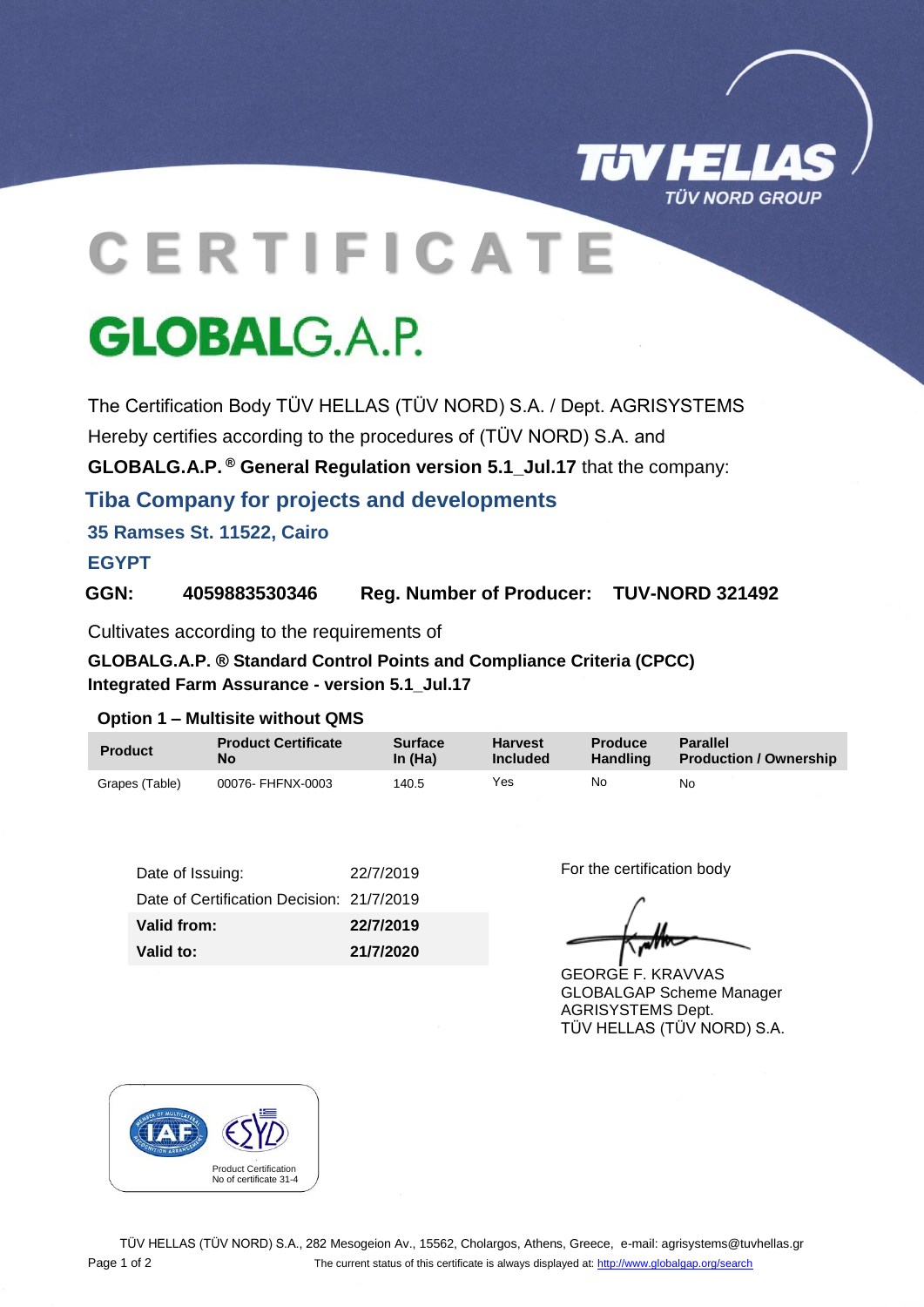TÜV HELLAS
TÜV NORD GROUP

# CERTIFICATE

# GLOBALG.A.P.

The Certification Body TÜV HELLAS (TÜV NORD) S.A. / Dept. AGRISYSTEMS
Hereby certifies according to the procedures of (TÜV NORD) S.A. and
**GLOBALG.A.P. ® General Regulation version 5.1_Jul.17** that the company:

## Tiba Company for projects and developments

**35 Ramses St. 11522, Cairo**

**EGYPT**

**GGN: 4059883530346 Reg. Number of Producer: TUV-NORD 321492**

Cultivates according to the requirements of

**GLOBALG.A.P. ® Standard Control Points and Compliance Criteria (CPCC)**
**Integrated Farm Assurance - version 5.1_Jul.17**

**Option 1 – Multisite without QMS**

| Product | Product Certificate No | Surface In (Ha) | Harvest Included | Produce Handling | Parallel Production / Ownership |
|---|---|---|---|---|---|
| Grapes (Table) | 00076- FHFNX-0003 | 140.5 | Yes | No | No |

| | |
|---|---|
| Date of Issuing: | 22/7/2019 |
| Date of Certification Decision: | 21/7/2019 |
| **Valid from:** | **22/7/2019** |
| **Valid to:** | **21/7/2020** |

For the certification body

GEORGE F. KRAVVAS
GLOBALGAP Scheme Manager
AGRISYSTEMS Dept.
TÜV HELLAS (TÜV NORD) S.A.

IAF ESYD
Product Certification
No of certificate 31-4

TÜV HELLAS (TÜV NORD) S.A., 282 Mesogeion Av., 15562, Cholargos, Athens, Greece, e-mail: agrisystems@tuvhellas.gr

The current status of this certificate is always displayed at: http://www.globalgap.org/search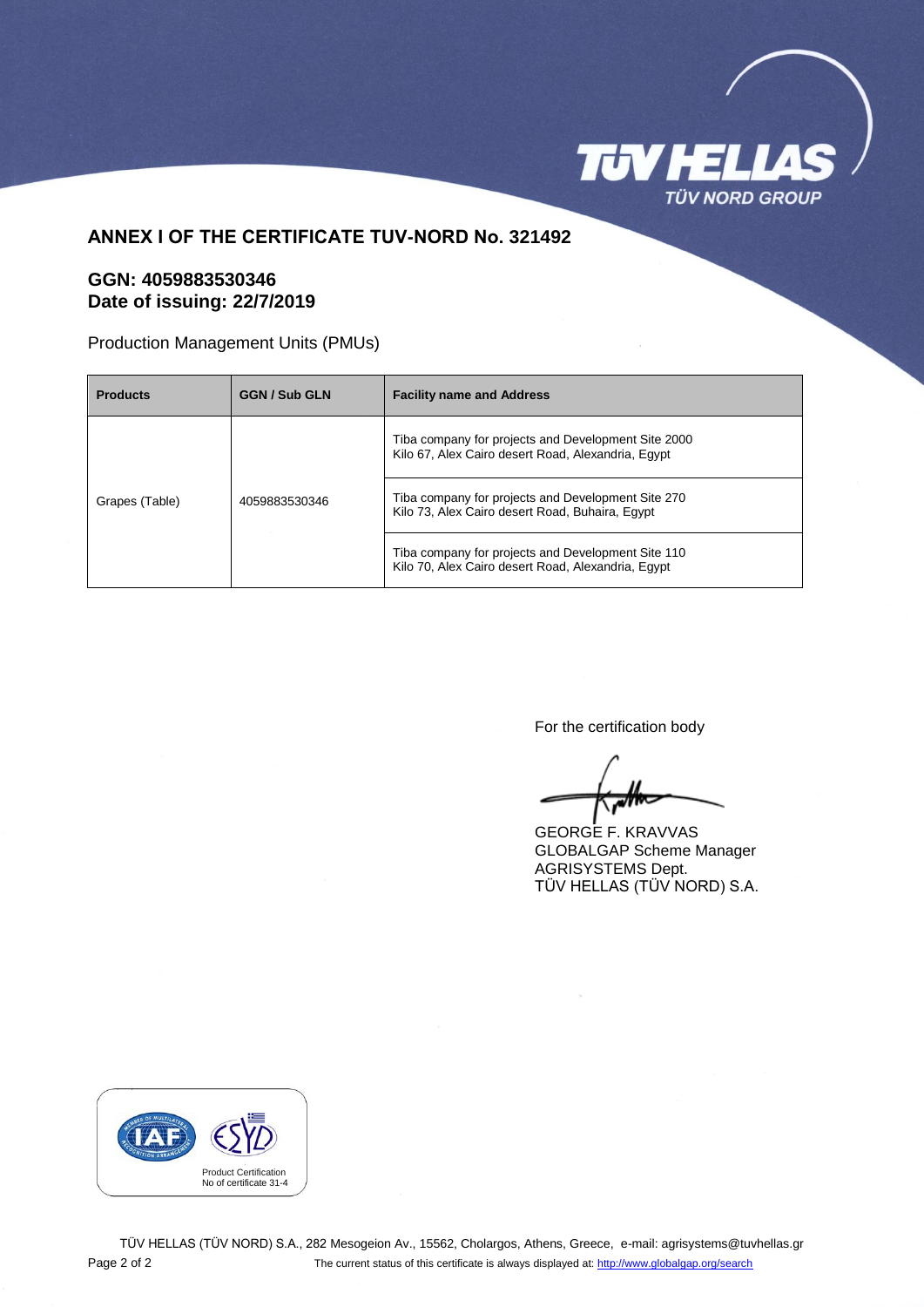## ANNEX I OF THE CERTIFICATE TUV-NORD No. 321492

**GGN: 4059883530346**
**Date of issuing: 22/7/2019**

Production Management Units (PMUs)

| Products | GGN / Sub GLN | Facility name and Address |
|---|---|---|
| Grapes (Table) | 4059883530346 | Tiba company for projects and Development Site 2000<br>Kilo 67, Alex Cairo desert Road, Alexandria, Egypt |
| | | Tiba company for projects and Development Site 270<br>Kilo 73, Alex Cairo desert Road, Buhaira, Egypt |
| | | Tiba company for projects and Development Site 110<br>Kilo 70, Alex Cairo desert Road, Alexandria, Egypt |

For the certification body

GEORGE F. KRAVVAS
GLOBALGAP Scheme Manager
AGRISYSTEMS Dept.
TÜV HELLAS (TÜV NORD) S.A.

Product Certification
No of certificate 31-4

TÜV HELLAS (TÜV NORD) S.A., 282 Mesogeion Av., 15562, Cholargos, Athens, Greece, e-mail: agrisystems@tuvhellas.gr

The current status of this certificate is always displayed at: http://www.globalgap.org/search